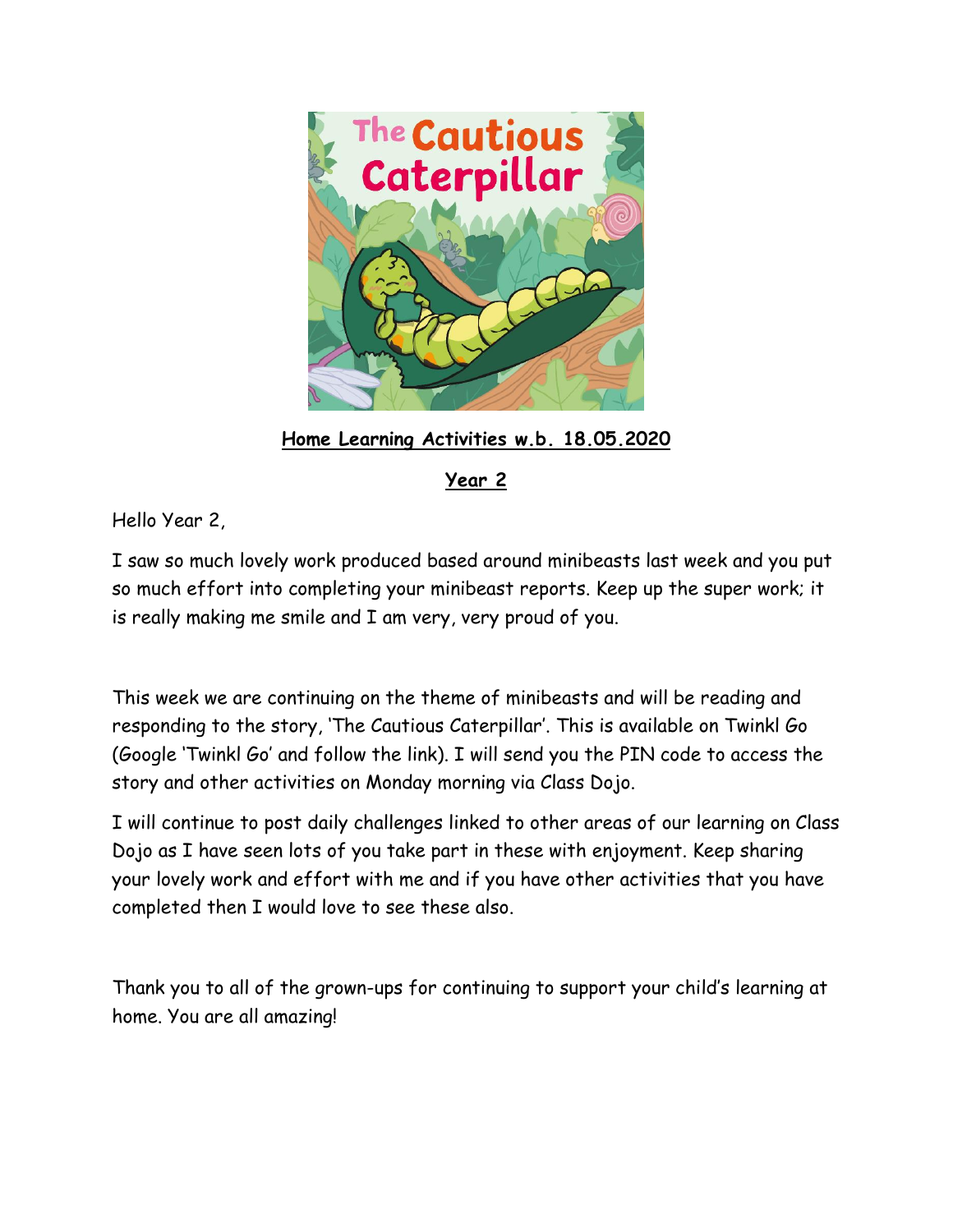**The Cautious Caterpillar**

**Home Learning Activities w.b. 18.05.2020**

**Year 2**

Hello Year 2,

I saw so much lovely work produced based around minibeasts last week and you put so much effort into completing your minibeast reports. Keep up the super work; it is really making me smile and I am very, very proud of you.

This week we are continuing on the theme of minibeasts and will be reading and responding to the story, 'The Cautious Caterpillar'. This is available on Twinkl Go (Google 'Twinkl Go' and follow the link). I will send you the PIN code to access the story and other activities on Monday morning via Class Dojo.

I will continue to post daily challenges linked to other areas of our learning on Class Dojo as I have seen lots of you take part in these with enjoyment. Keep sharing your lovely work and effort with me and if you have other activities that you have completed then I would love to see these also.

Thank you to all of the grown-ups for continuing to support your child's learning at home. You are all amazing!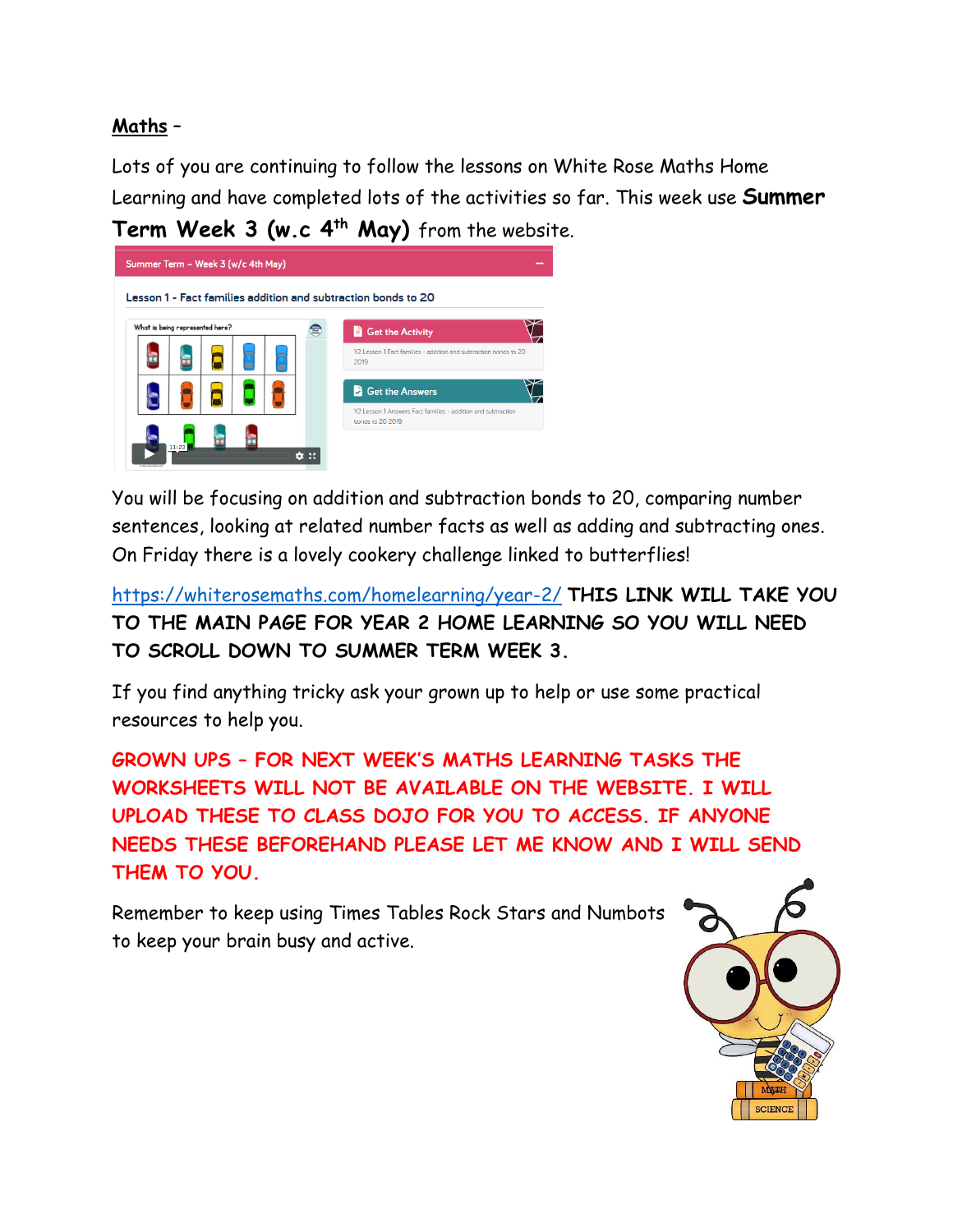**<u>Maths</u>** –

Lots of you are continuing to follow the lessons on White Rose Maths Home Learning and have completed lots of the activities so far. This week use **Summer Term Week 3 (w.c 4th May)** from the website.

Summer Term – Week 3 (w/c 4th May)

Lesson 1 - Fact families addition and subtraction bonds to 20

What is being represented here?

Get the Activity

Y2 Lesson 1 Fact families - addition and subtraction bonds to 20 2019

Get the Answers

Y2 Lesson 1 Answers Fact families - addition and subtraction bonds to 20 2019

You will be focusing on addition and subtraction bonds to 20, comparing number sentences, looking at related number facts as well as adding and subtracting ones. On Friday there is a lovely cookery challenge linked to butterflies!

https://whiterosemaths.com/homelearning/year-2/ **THIS LINK WILL TAKE YOU TO THE MAIN PAGE FOR YEAR 2 HOME LEARNING SO YOU WILL NEED TO SCROLL DOWN TO SUMMER TERM WEEK 3.**

If you find anything tricky ask your grown up to help or use some practical resources to help you.

**GROWN UPS – FOR NEXT WEEK'S MATHS LEARNING TASKS THE WORKSHEETS WILL NOT BE AVAILABLE ON THE WEBSITE. I WILL UPLOAD THESE TO CLASS DOJO FOR YOU TO ACCESS. IF ANYONE NEEDS THESE BEFOREHAND PLEASE LET ME KNOW AND I WILL SEND THEM TO YOU.**

Remember to keep using Times Tables Rock Stars and Numbots to keep your brain busy and active.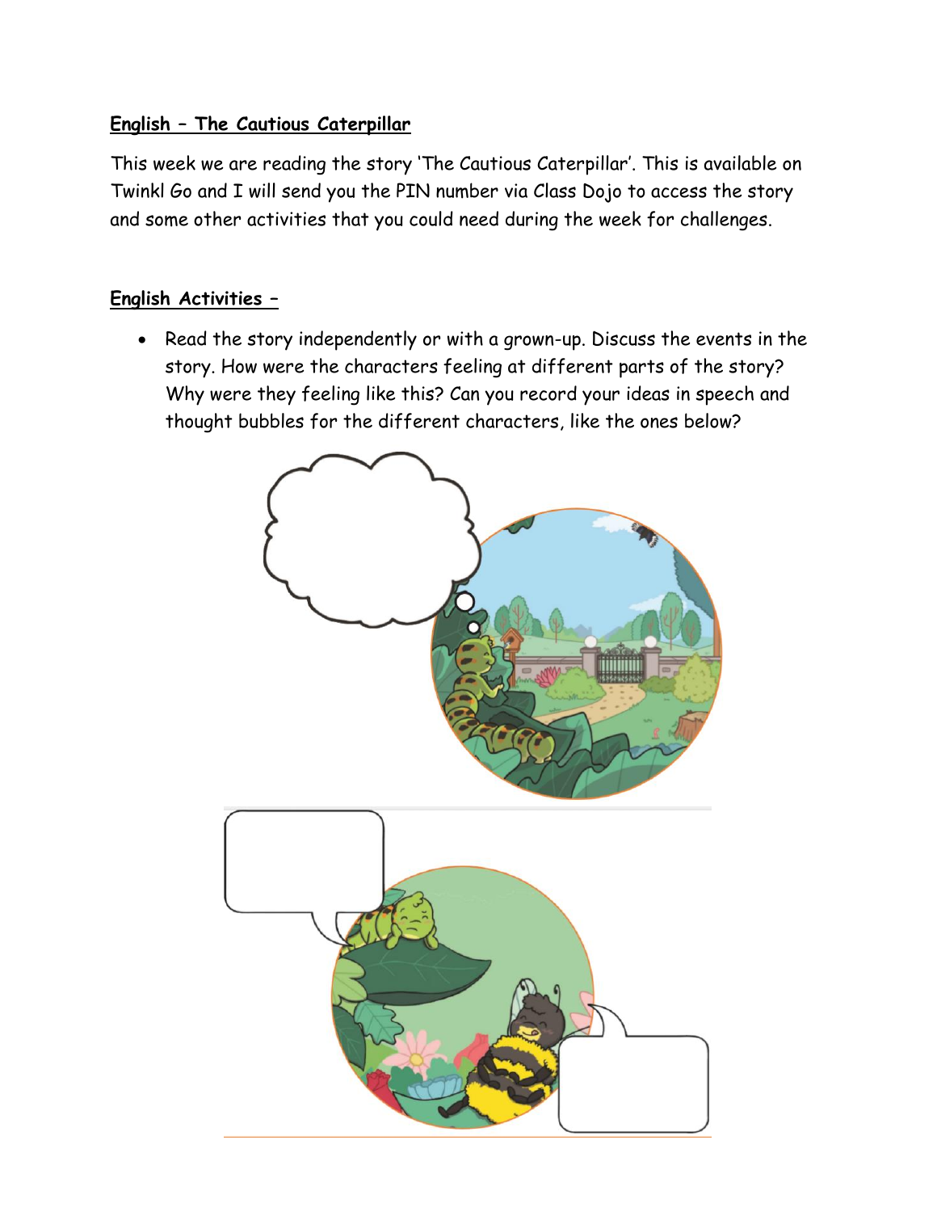**English – The Cautious Caterpillar**

This week we are reading the story 'The Cautious Caterpillar'. This is available on Twinkl Go and I will send you the PIN number via Class Dojo to access the story and some other activities that you could need during the week for challenges.

**English Activities –**

- Read the story independently or with a grown-up. Discuss the events in the story. How were the characters feeling at different parts of the story? Why were they feeling like this? Can you record your ideas in speech and thought bubbles for the different characters, like the ones below?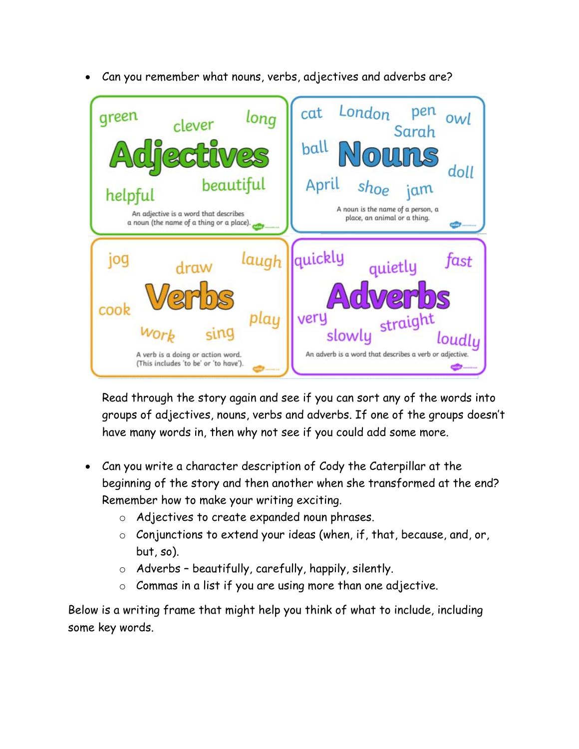- Can you remember what nouns, verbs, adjectives and adverbs are?

**Adjectives**

green, clever, long, beautiful, helpful

An adjective is a word that describes a noun (the name of a thing or a place).

**Nouns**

cat, London, pen, owl, Sarah, ball, doll, April, shoe, jam

A noun is the name of a person, a place, an animal or a thing.

**Verbs**

jog, draw, laugh, cook, play, work, sing

A verb is a doing or action word. (This includes 'to be' or 'to have').

**Adverbs**

quickly, quietly, fast, very, straight, slowly, loudly

An adverb is a word that describes a verb or adjective.

Read through the story again and see if you can sort any of the words into groups of adjectives, nouns, verbs and adverbs. If one of the groups doesn't have many words in, then why not see if you could add some more.

- Can you write a character description of Cody the Caterpillar at the beginning of the story and then another when she transformed at the end? Remember how to make your writing exciting.
  - Adjectives to create expanded noun phrases.
  - Conjunctions to extend your ideas (when, if, that, because, and, or, but, so).
  - Adverbs – beautifully, carefully, happily, silently.
  - Commas in a list if you are using more than one adjective.

Below is a writing frame that might help you think of what to include, including some key words.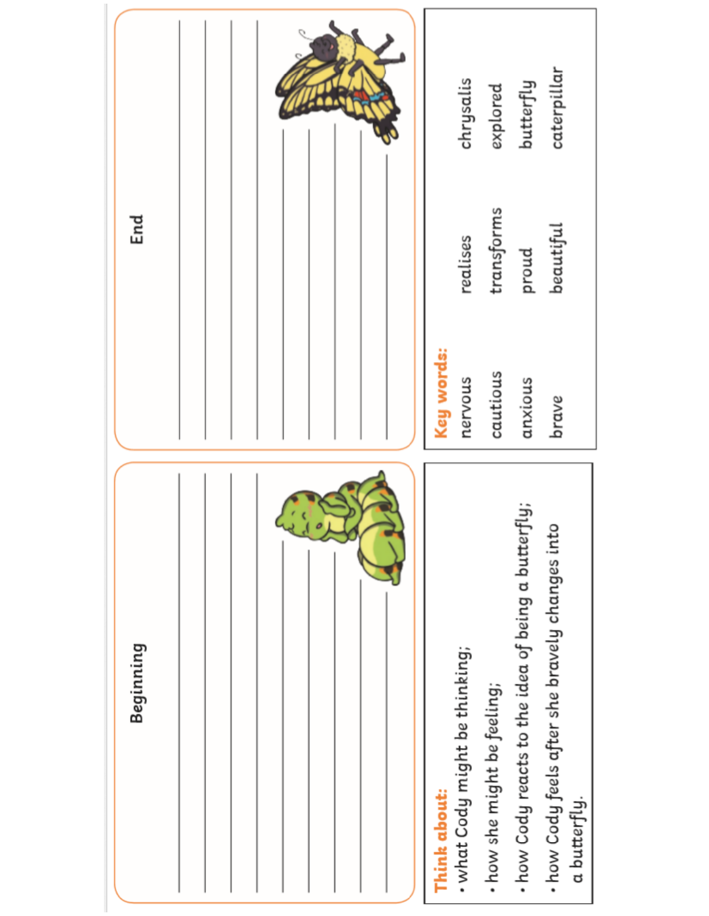## Beginning

## End

**Think about:**

- what Cody might be thinking;
- how she might be feeling;
- how Cody reacts to the idea of being a butterfly;
- how Cody feels after she bravely changes into a butterfly.

**Key words:**

| | | |
|---|---|---|
| nervous | realises | chrysalis |
| cautious | transforms | explored |
| anxious | proud | butterfly |
| brave | beautiful | caterpillar |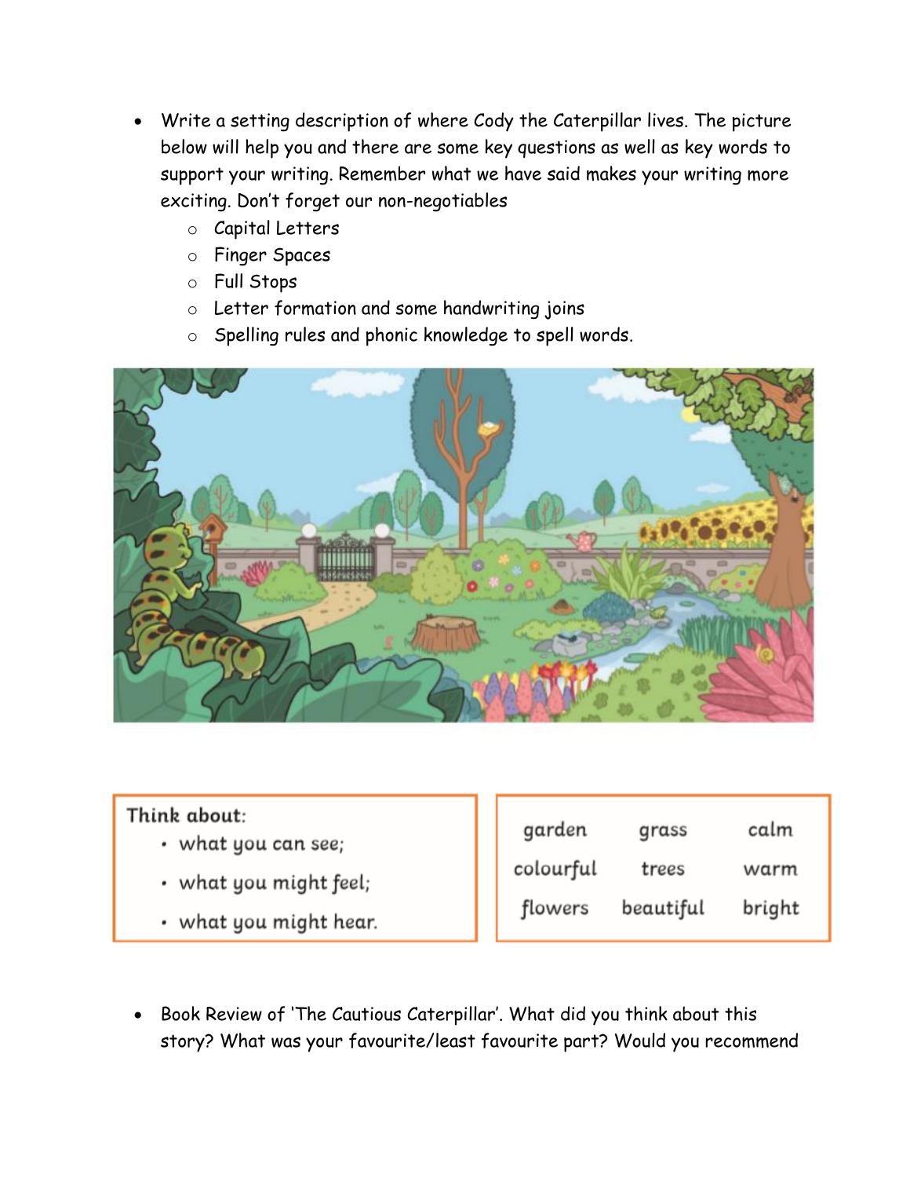- Write a setting description of where Cody the Caterpillar lives. The picture below will help you and there are some key questions as well as key words to support your writing. Remember what we have said makes your writing more exciting. Don't forget our non-negotiables
  - Capital Letters
  - Finger Spaces
  - Full Stops
  - Letter formation and some handwriting joins
  - Spelling rules and phonic knowledge to spell words.

**Think about:**

- what you can see;
- what you might feel;
- what you might hear.

| garden | grass | calm |
|---|---|---|
| colourful | trees | warm |
| flowers | beautiful | bright |

- Book Review of 'The Cautious Caterpillar'. What did you think about this story? What was your favourite/least favourite part? Would you recommend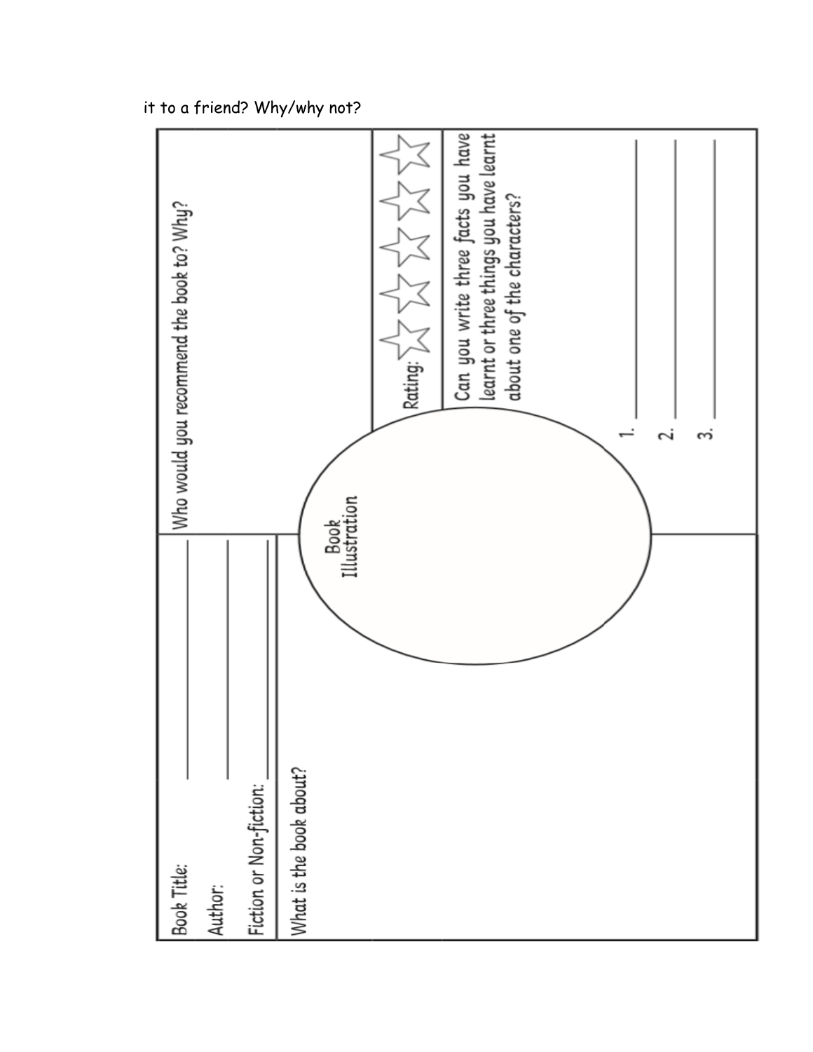it to a friend? Why/why not?

Book Title: \_\_\_\_\_\_\_\_\_\_\_\_\_\_\_\_

Author: \_\_\_\_\_\_\_\_\_\_\_\_\_\_\_\_

Fiction or Non-fiction: \_\_\_\_\_\_\_\_\_\_\_\_\_\_\_\_

What is the book about?

Book Illustration

Who would you recommend the book to? Why?

Rating: ☆ ☆ ☆ ☆ ☆

Can you write three facts you have learnt or three things you have learnt about one of the characters?

1. \_\_\_\_\_\_\_\_\_\_\_\_\_\_\_\_
2. \_\_\_\_\_\_\_\_\_\_\_\_\_\_\_\_
3. \_\_\_\_\_\_\_\_\_\_\_\_\_\_\_\_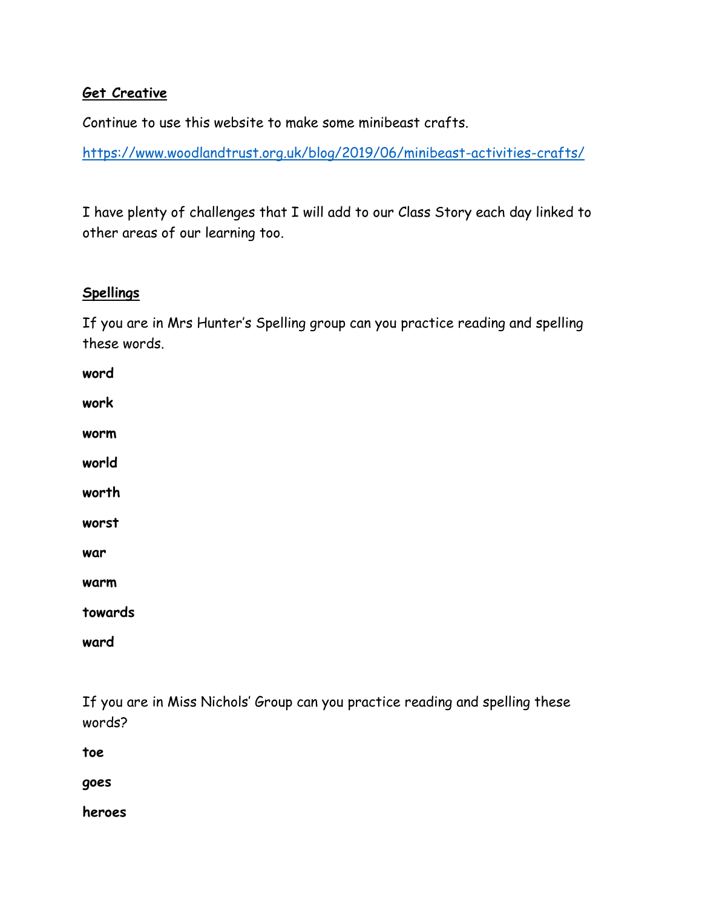**Get Creative**

Continue to use this website to make some minibeast crafts.

https://www.woodlandtrust.org.uk/blog/2019/06/minibeast-activities-crafts/

I have plenty of challenges that I will add to our Class Story each day linked to other areas of our learning too.

**Spellings**

If you are in Mrs Hunter's Spelling group can you practice reading and spelling these words.

**word**

**work**

**worm**

**world**

**worth**

**worst**

**war**

**warm**

**towards**

**ward**

If you are in Miss Nichols' Group can you practice reading and spelling these words?

**toe**

**goes**

**heroes**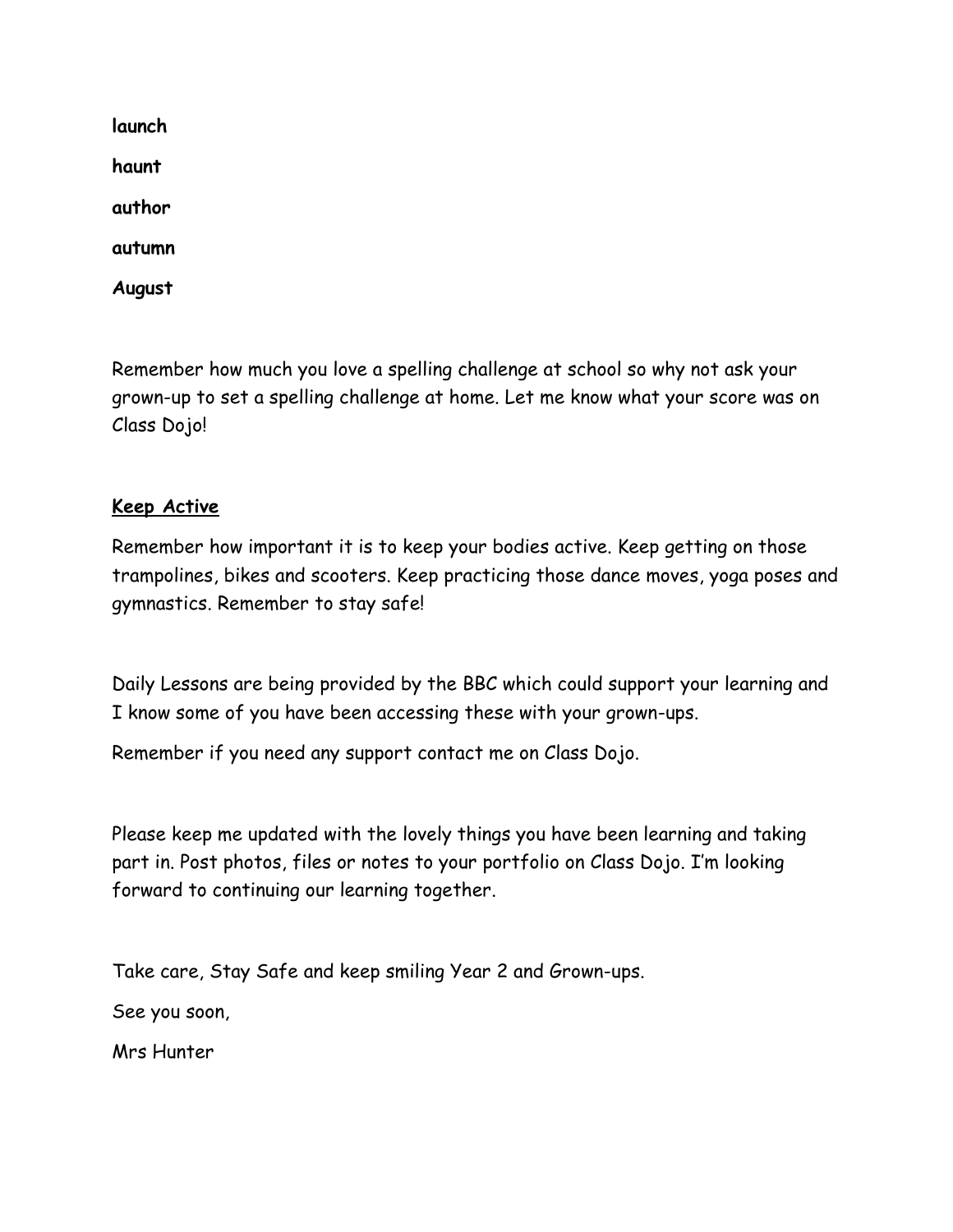**launch**

**haunt**

**author**

**autumn**

**August**

Remember how much you love a spelling challenge at school so why not ask your grown-up to set a spelling challenge at home. Let me know what your score was on Class Dojo!

**Keep Active**

Remember how important it is to keep your bodies active. Keep getting on those trampolines, bikes and scooters. Keep practicing those dance moves, yoga poses and gymnastics. Remember to stay safe!

Daily Lessons are being provided by the BBC which could support your learning and I know some of you have been accessing these with your grown-ups.

Remember if you need any support contact me on Class Dojo.

Please keep me updated with the lovely things you have been learning and taking part in. Post photos, files or notes to your portfolio on Class Dojo. I'm looking forward to continuing our learning together.

Take care, Stay Safe and keep smiling Year 2 and Grown-ups.

See you soon,

Mrs Hunter